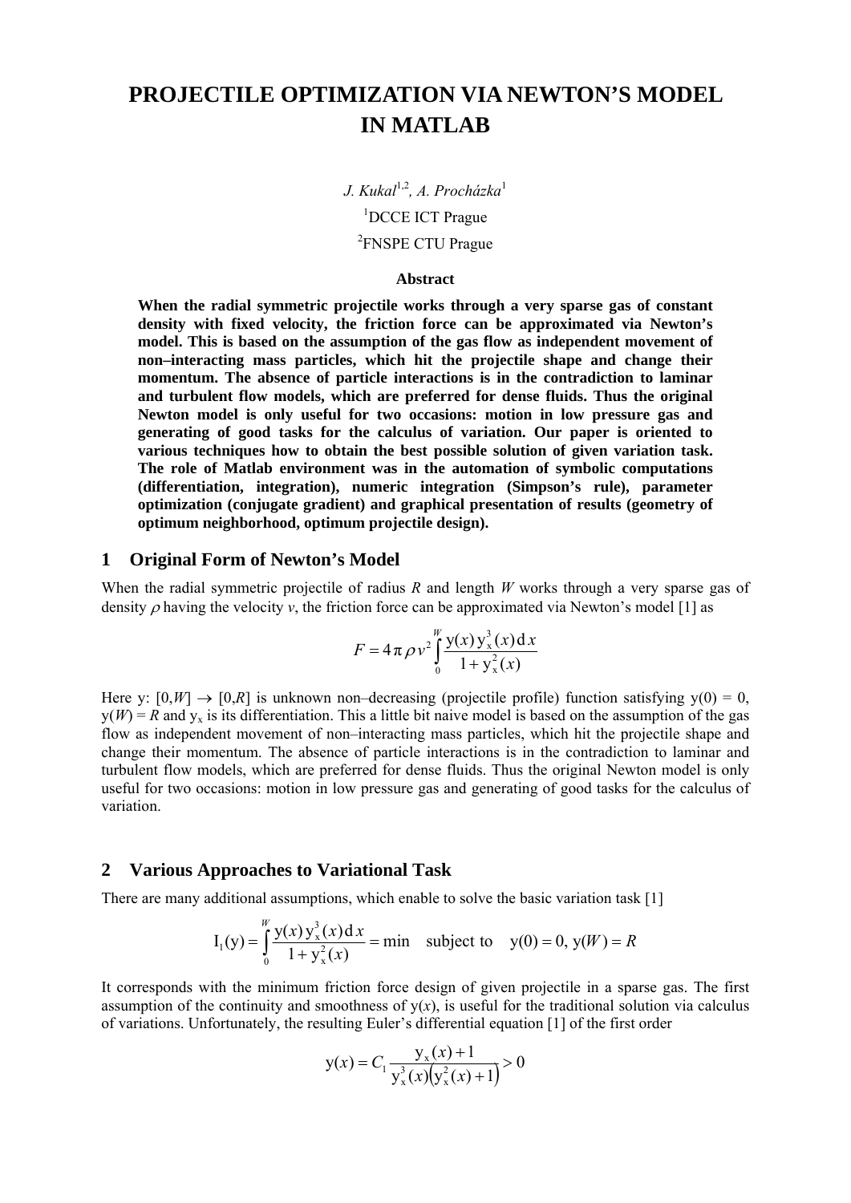# PROJECTILE OPTIMIZATION VIA NEWTON'S MODEL IN MATLAB

*J. Kukal*[1,2], *A. Procházka*[1]

[1]DCCE ICT Prague

[2]FNSPE CTU Prague

### Abstract

**When the radial symmetric projectile works through a very sparse gas of constant density with fixed velocity, the friction force can be approximated via Newton's model. This is based on the assumption of the gas flow as independent movement of non–interacting mass particles, which hit the projectile shape and change their momentum. The absence of particle interactions is in the contradiction to laminar and turbulent flow models, which are preferred for dense fluids. Thus the original Newton model is only useful for two occasions: motion in low pressure gas and generating of good tasks for the calculus of variation. Our paper is oriented to various techniques how to obtain the best possible solution of given variation task. The role of Matlab environment was in the automation of symbolic computations (differentiation, integration), numeric integration (Simpson's rule), parameter optimization (conjugate gradient) and graphical presentation of results (geometry of optimum neighborhood, optimum projectile design).**

## 1 Original Form of Newton's Model

When the radial symmetric projectile of radius *R* and length *W* works through a very sparse gas of density $\rho$ having the velocity *v*, the friction force can be approximated via Newton's model [1] as

$$F = 4\pi\rho v^2 \int_0^W \frac{\mathrm{y}(x)\,\mathrm{y}_\mathrm{x}^3(x)\,\mathrm{d}x}{1+\mathrm{y}_\mathrm{x}^2(x)}$$

Here y: $[0,W] \rightarrow [0,R]$ is unknown non–decreasing (projectile profile) function satisfying $\mathrm{y}(0) = 0$, $\mathrm{y}(W) = R$ and $\mathrm{y}_\mathrm{x}$ is its differentiation. This a little bit naive model is based on the assumption of the gas flow as independent movement of non–interacting mass particles, which hit the projectile shape and change their momentum. The absence of particle interactions is in the contradiction to laminar and turbulent flow models, which are preferred for dense fluids. Thus the original Newton model is only useful for two occasions: motion in low pressure gas and generating of good tasks for the calculus of variation.

## 2 Various Approaches to Variational Task

There are many additional assumptions, which enable to solve the basic variation task [1]

$$\mathrm{I}_1(\mathrm{y}) = \int_0^W \frac{\mathrm{y}(x)\,\mathrm{y}_\mathrm{x}^3(x)\,\mathrm{d}x}{1+\mathrm{y}_\mathrm{x}^2(x)} = \min \quad \text{subject to} \quad \mathrm{y}(0) = 0,\ \mathrm{y}(W) = R$$

It corresponds with the minimum friction force design of given projectile in a sparse gas. The first assumption of the continuity and smoothness of $\mathrm{y}(x)$, is useful for the traditional solution via calculus of variations. Unfortunately, the resulting Euler's differential equation [1] of the first order

$$\mathrm{y}(x) = C_1 \frac{\mathrm{y}_\mathrm{x}(x)+1}{\mathrm{y}_\mathrm{x}^3(x)\left(\mathrm{y}_\mathrm{x}^2(x)+1\right)} > 0$$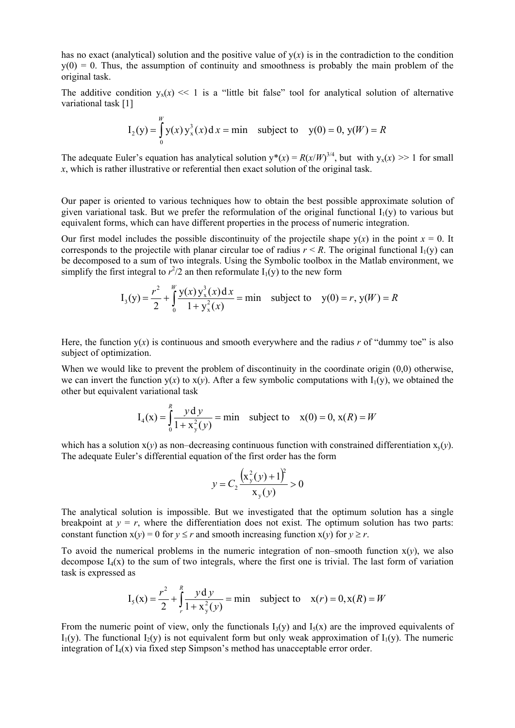has no exact (analytical) solution and the positive value of $y(x)$ is in the contradiction to the condition $y(0) = 0$. Thus, the assumption of continuity and smoothness is probably the main problem of the original task.

The additive condition $y_x(x) << 1$ is a "little bit false" tool for analytical solution of alternative variational task [1]

$$I_2(y) = \int_0^W y(x)\, y_x^3(x)\, d\,x = \min \quad \text{subject to} \quad y(0) = 0,\ y(W) = R$$

The adequate Euler's equation has analytical solution $y^*(x) = R(x/W)^{3/4}$, but with $y_x(x) >> 1$ for small $x$, which is rather illustrative or referential then exact solution of the original task.

Our paper is oriented to various techniques how to obtain the best possible approximate solution of given variational task. But we prefer the reformulation of the original functional $I_1(y)$ to various but equivalent forms, which can have different properties in the process of numeric integration.

Our first model includes the possible discontinuity of the projectile shape $y(x)$ in the point $x = 0$. It corresponds to the projectile with planar circular toe of radius $r < R$. The original functional $I_1(y)$ can be decomposed to a sum of two integrals. Using the Symbolic toolbox in the Matlab environment, we simplify the first integral to $r^2/2$ an then reformulate $I_1(y)$ to the new form

$$I_3(y) = \frac{r^2}{2} + \int_0^W \frac{y(x)\, y_x^3(x)\, d\,x}{1 + y_x^2(x)} = \min \quad \text{subject to} \quad y(0) = r,\ y(W) = R$$

Here, the function $y(x)$ is continuous and smooth everywhere and the radius $r$ of "dummy toe" is also subject of optimization.

When we would like to prevent the problem of discontinuity in the coordinate origin (0,0) otherwise, we can invert the function $y(x)$ to $x(y)$. After a few symbolic computations with $I_1(y)$, we obtained the other but equivalent variational task

$$I_4(x) = \int_0^R \frac{y\, d\, y}{1 + x_y^2(y)} = \min \quad \text{subject to} \quad x(0) = 0,\ x(R) = W$$

which has a solution $x(y)$ as non–decreasing continuous function with constrained differentiation $x_y(y)$. The adequate Euler's differential equation of the first order has the form

$$y = C_2 \frac{\left(x_y^2(y) + 1\right)^2}{x_y(y)} > 0$$

The analytical solution is impossible. But we investigated that the optimum solution has a single breakpoint at $y = r$, where the differentiation does not exist. The optimum solution has two parts: constant function $x(y) = 0$ for $y \le r$ and smooth increasing function $x(y)$ for $y \ge r$.

To avoid the numerical problems in the numeric integration of non–smooth function $x(y)$, we also decompose $I_4(x)$ to the sum of two integrals, where the first one is trivial. The last form of variation task is expressed as

$$I_5(x) = \frac{r^2}{2} + \int_r^R \frac{y\, d\, y}{1 + x_y^2(y)} = \min \quad \text{subject to} \quad x(r) = 0, x(R) = W$$

From the numeric point of view, only the functionals $I_3(y)$ and $I_5(x)$ are the improved equivalents of $I_1(y)$. The functional $I_2(y)$ is not equivalent form but only weak approximation of $I_1(y)$. The numeric integration of $I_4(x)$ via fixed step Simpson's method has unacceptable error order.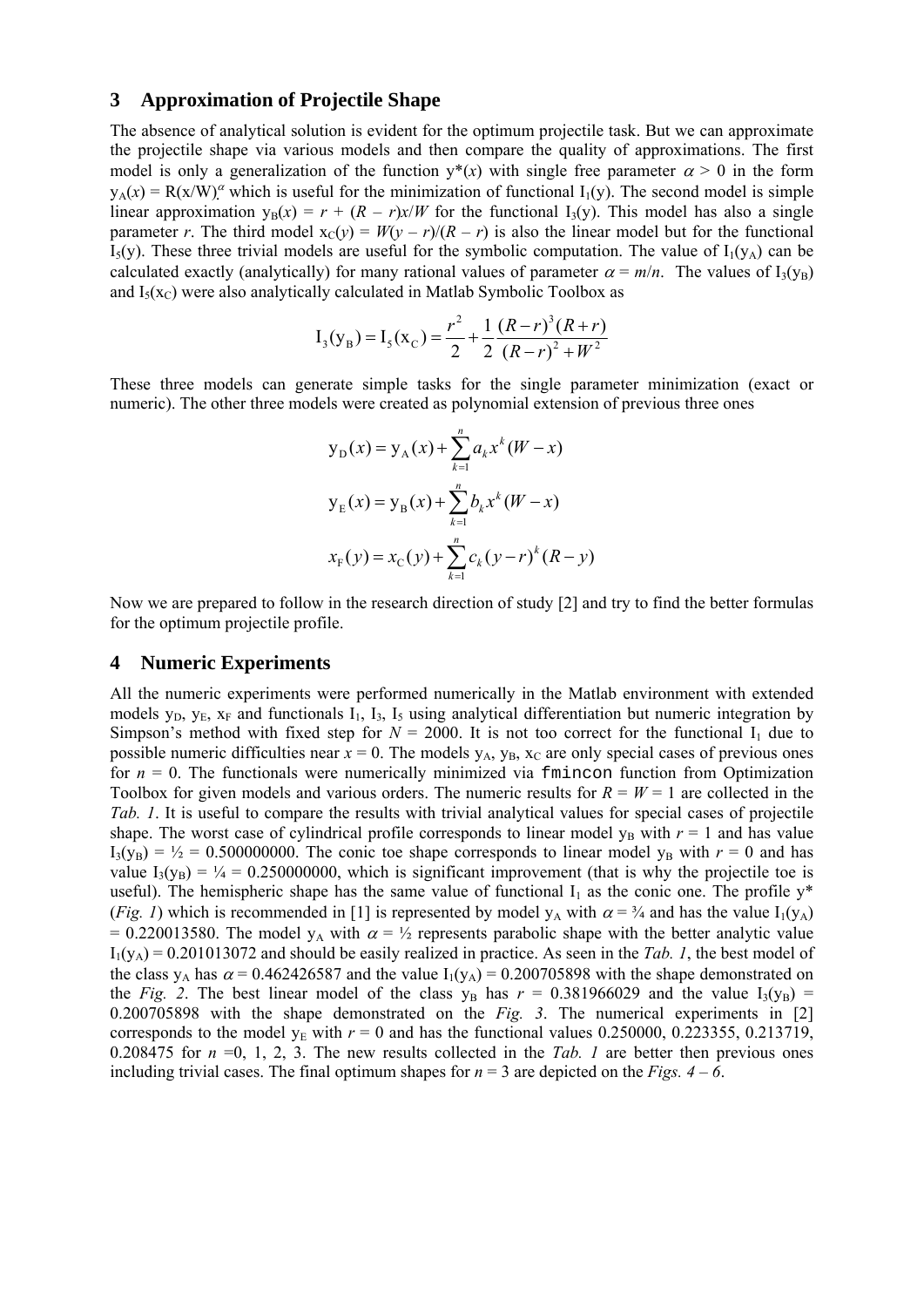## 3 Approximation of Projectile Shape

The absence of analytical solution is evident for the optimum projectile task. But we can approximate the projectile shape via various models and then compare the quality of approximations. The first model is only a generalization of the function $y^*(x)$ with single free parameter $\alpha > 0$ in the form $y_A(x) = R(x/W)^\alpha$ which is useful for the minimization of functional $I_1(y)$. The second model is simple linear approximation $y_B(x) = r + (R - r)x/W$ for the functional $I_3(y)$. This model has also a single parameter $r$. The third model $x_C(y) = W(y - r)/(R - r)$ is also the linear model but for the functional $I_5(y)$. These three trivial models are useful for the symbolic computation. The value of $I_1(y_A)$ can be calculated exactly (analytically) for many rational values of parameter $\alpha = m/n$. The values of $I_3(y_B)$ and $I_5(x_C)$ were also analytically calculated in Matlab Symbolic Toolbox as

$$I_3(y_B) = I_5(x_C) = \frac{r^2}{2} + \frac{1}{2}\frac{(R-r)^3(R+r)}{(R-r)^2 + W^2}$$

These three models can generate simple tasks for the single parameter minimization (exact or numeric). The other three models were created as polynomial extension of previous three ones

$$y_D(x) = y_A(x) + \sum_{k=1}^{n} a_k x^k (W - x)$$

$$y_E(x) = y_B(x) + \sum_{k=1}^{n} b_k x^k (W - x)$$

$$x_F(y) = x_C(y) + \sum_{k=1}^{n} c_k (y - r)^k (R - y)$$

Now we are prepared to follow in the research direction of study [2] and try to find the better formulas for the optimum projectile profile.

## 4 Numeric Experiments

All the numeric experiments were performed numerically in the Matlab environment with extended models $y_D$, $y_E$, $x_F$ and functionals $I_1$, $I_3$, $I_5$ using analytical differentiation but numeric integration by Simpson's method with fixed step for $N = 2000$. It is not too correct for the functional $I_1$ due to possible numeric difficulties near $x = 0$. The models $y_A$, $y_B$, $x_C$ are only special cases of previous ones for $n = 0$. The functionals were numerically minimized via `fmincon` function from Optimization Toolbox for given models and various orders. The numeric results for $R = W = 1$ are collected in the *Tab. 1*. It is useful to compare the results with trivial analytical values for special cases of projectile shape. The worst case of cylindrical profile corresponds to linear model $y_B$ with $r = 1$ and has value $I_3(y_B) = ½ = 0.500000000$. The conic toe shape corresponds to linear model $y_B$ with $r = 0$ and has value $I_3(y_B) = ¼ = 0.250000000$, which is significant improvement (that is why the projectile toe is useful). The hemispheric shape has the same value of functional $I_1$ as the conic one. The profile $y^*$ (*Fig. 1*) which is recommended in [1] is represented by model $y_A$ with $\alpha = ¾$ and has the value $I_1(y_A) = 0.220013580$. The model $y_A$ with $\alpha = ½$ represents parabolic shape with the better analytic value $I_1(y_A) = 0.201013072$ and should be easily realized in practice. As seen in the *Tab. 1*, the best model of the class $y_A$ has $\alpha = 0.462426587$ and the value $I_1(y_A) = 0.200705898$ with the shape demonstrated on the *Fig. 2*. The best linear model of the class $y_B$ has $r = 0.381966029$ and the value $I_3(y_B) = 0.200705898$ with the shape demonstrated on the *Fig. 3*. The numerical experiments in [2] corresponds to the model $y_E$ with $r = 0$ and has the functional values 0.250000, 0.223355, 0.213719, 0.208475 for $n$ =0, 1, 2, 3. The new results collected in the *Tab. 1* are better then previous ones including trivial cases. The final optimum shapes for $n = 3$ are depicted on the *Figs. 4 – 6*.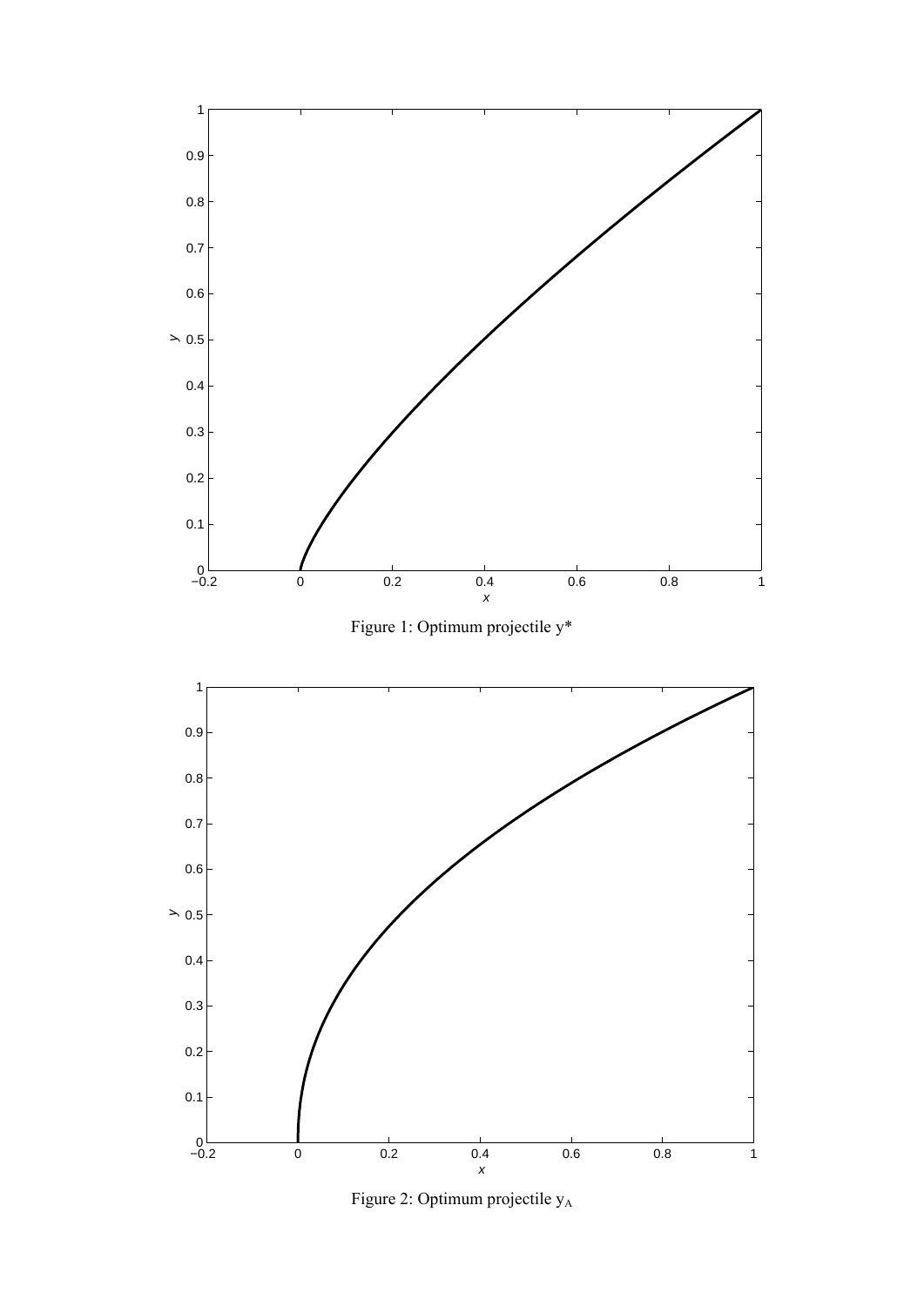Figure 1: Optimum projectile y*

Figure 2: Optimum projectile $y_A$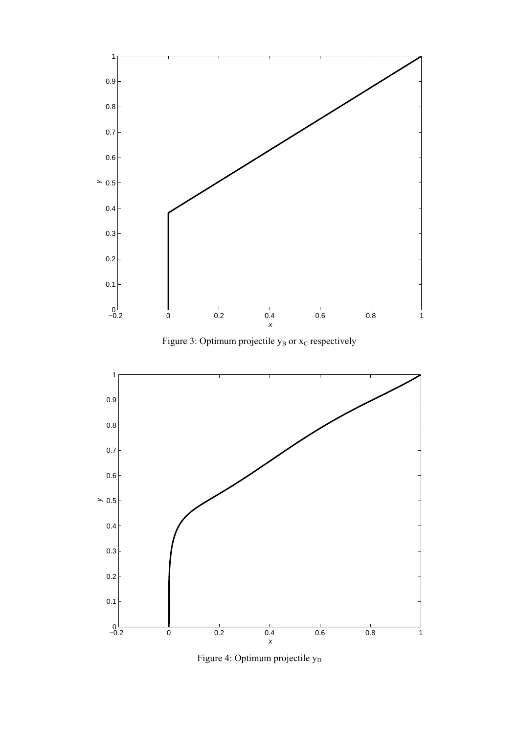Figure 3: Optimum projectile $y_B$ or $x_C$ respectively

Figure 4: Optimum projectile $y_D$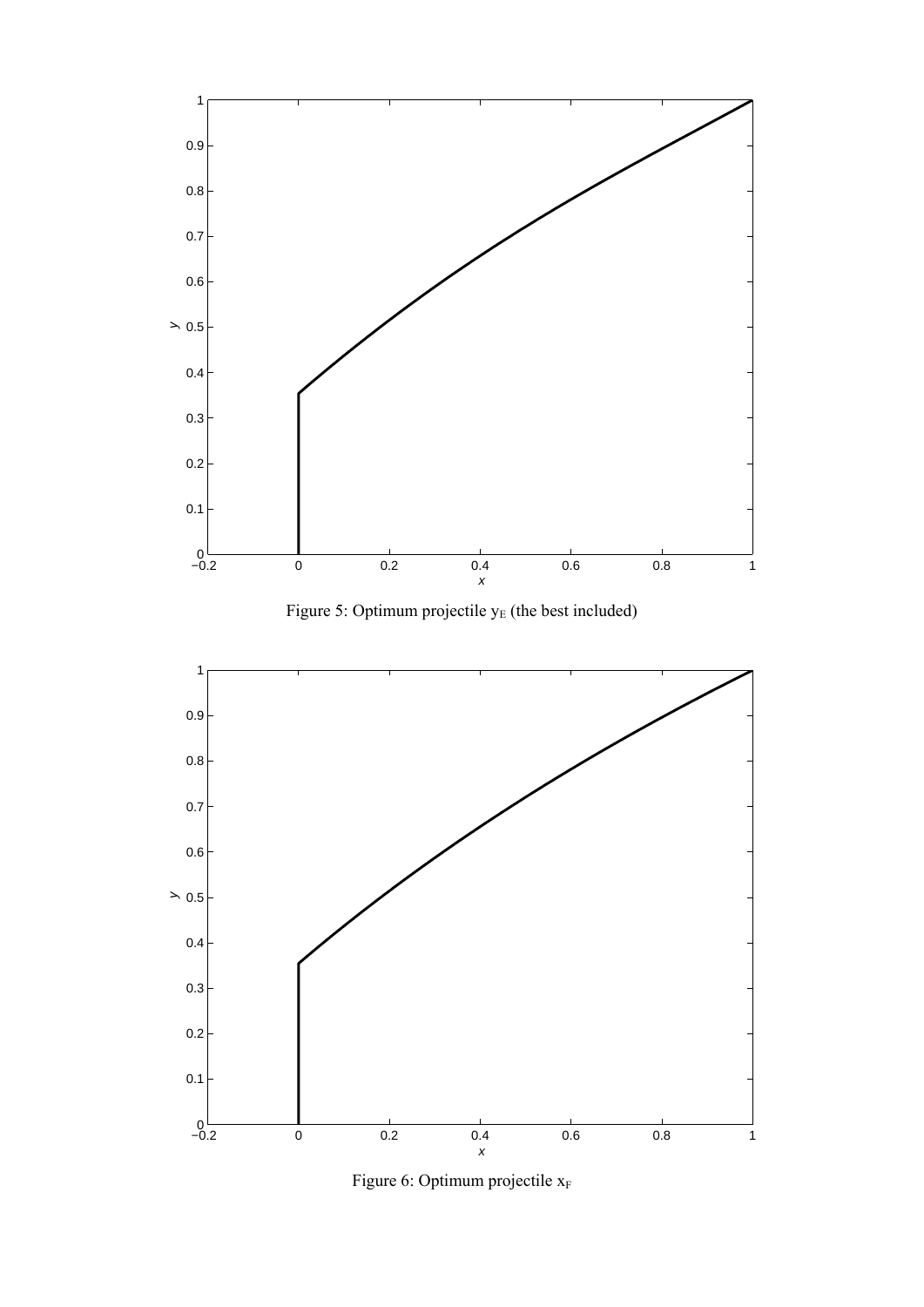Figure 5: Optimum projectile $y_E$ (the best included)

Figure 6: Optimum projectile $x_F$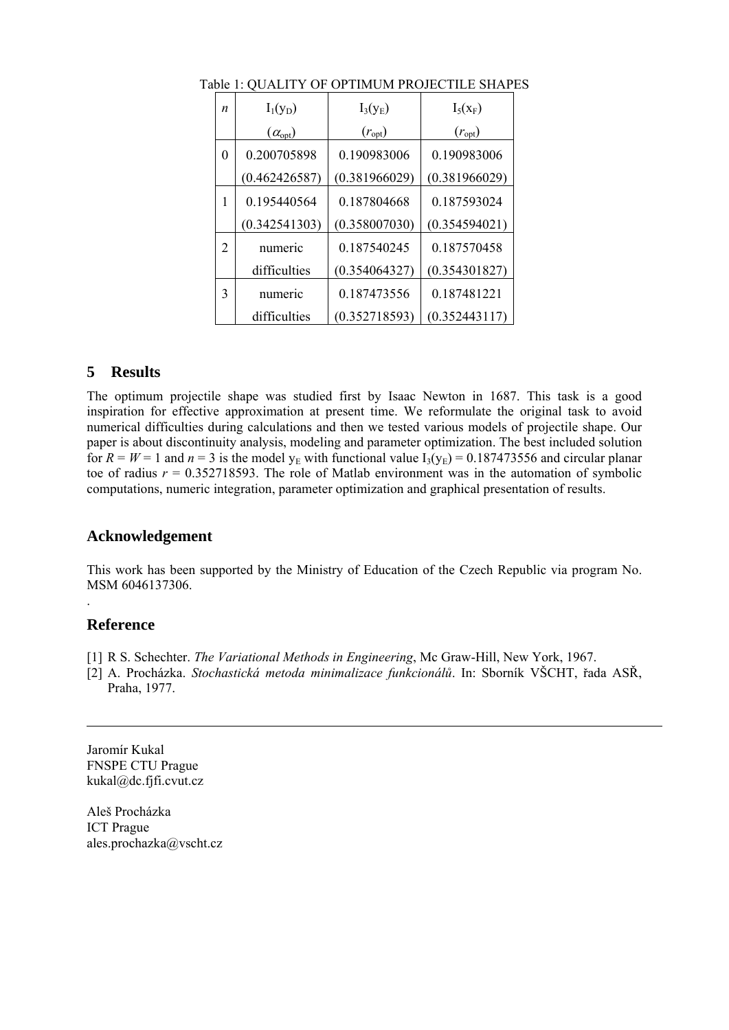Table 1: QUALITY OF OPTIMUM PROJECTILE SHAPES

| $n$ | $I_1(y_D)$ ($\alpha_{opt}$) | $I_3(y_E)$ ($r_{opt}$) | $I_5(x_F)$ ($r_{opt}$) |
|---|---|---|---|
| 0 | 0.200705898 (0.462426587) | 0.190983006 (0.381966029) | 0.190983006 (0.381966029) |
| 1 | 0.195440564 (0.342541303) | 0.187804668 (0.358007030) | 0.187593024 (0.354594021) |
| 2 | numeric difficulties | 0.187540245 (0.354064327) | 0.187570458 (0.354301827) |
| 3 | numeric difficulties | 0.187473556 (0.352718593) | 0.187481221 (0.352443117) |

## 5 Results

The optimum projectile shape was studied first by Isaac Newton in 1687. This task is a good inspiration for effective approximation at present time. We reformulate the original task to avoid numerical difficulties during calculations and then we tested various models of projectile shape. Our paper is about discontinuity analysis, modeling and parameter optimization. The best included solution for $R = W = 1$ and $n = 3$ is the model $y_E$ with functional value $I_3(y_E) = 0.187473556$ and circular planar toe of radius $r = 0.352718593$. The role of Matlab environment was in the automation of symbolic computations, numeric integration, parameter optimization and graphical presentation of results.

## Acknowledgement

This work has been supported by the Ministry of Education of the Czech Republic via program No. MSM 6046137306.

.

## Reference

[1] R S. Schechter. *The Variational Methods in Engineering*, Mc Graw-Hill, New York, 1967.

[2] A. Procházka. *Stochastická metoda minimalizace funkcionálů*. In: Sborník VŠCHT, řada ASŘ, Praha, 1977.

---

Jaromír Kukal
FNSPE CTU Prague
kukal@dc.fjfi.cvut.cz

Aleš Procházka
ICT Prague
ales.prochazka@vscht.cz